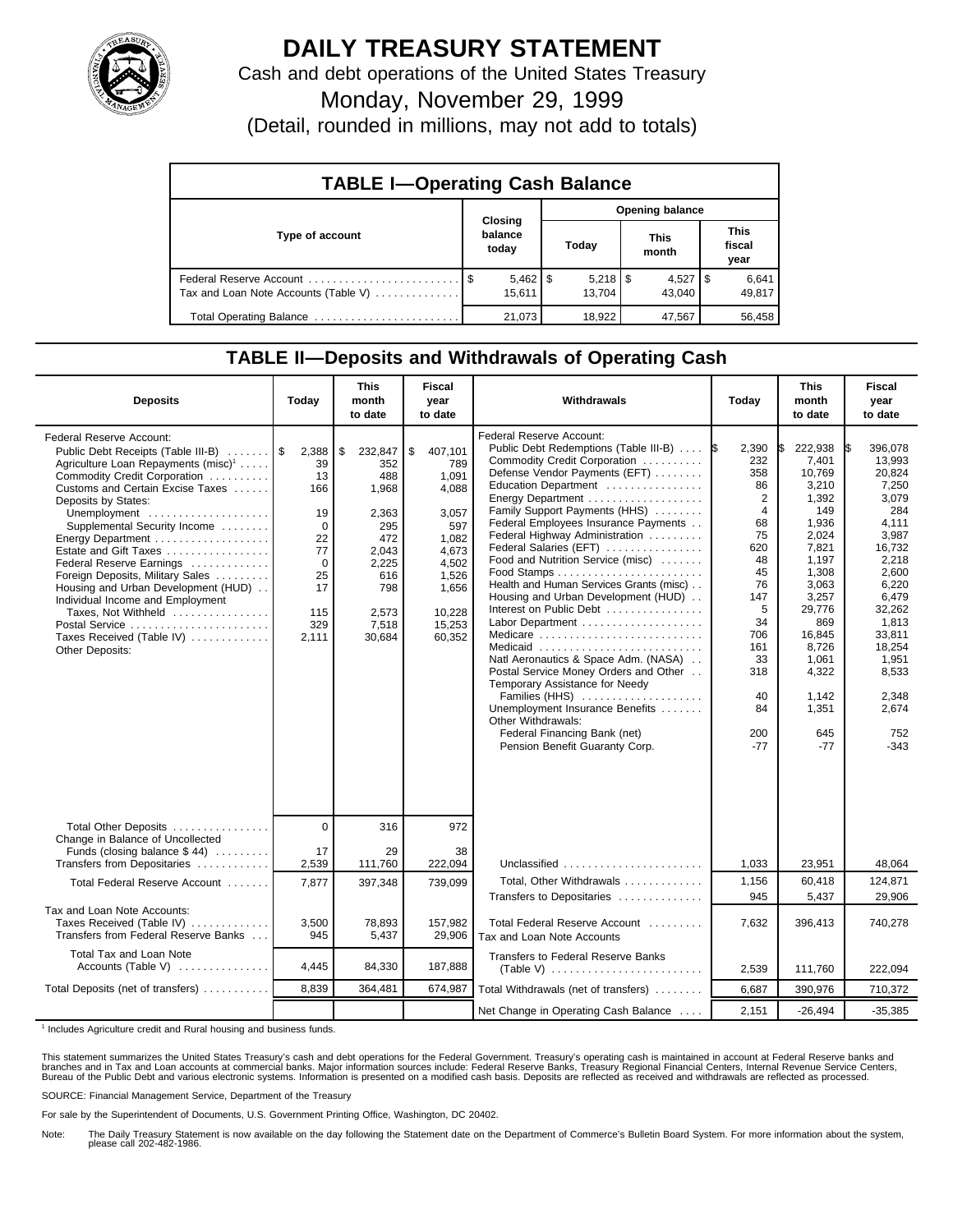# DAILY TREASURY STATEMENT

Cash and debt operations of the United States Treasury

Monday, November 29, 1999

(Detail, rounded in millions, may not add to totals)

## TABLE I—Operating Cash Balance

| Type of account | Closing balance today | Opening balance Today | Opening balance This month | Opening balance This fiscal year |
|---|---|---|---|---|
| Federal Reserve Account | $ 5,462 | $ 5,218 | $ 4,527 | $ 6,641 |
| Tax and Loan Note Accounts (Table V) | 15,611 | 13,704 | 43,040 | 49,817 |
| Total Operating Balance | 21,073 | 18,922 | 47,567 | 56,458 |

## TABLE II—Deposits and Withdrawals of Operating Cash

| Deposits | Today | This month to date | Fiscal year to date |
|---|---|---|---|
| Federal Reserve Account: | | | |
| Public Debt Receipts (Table III-B) | $ 2,388 | $ 232,847 | $ 407,101 |
| Agriculture Loan Repayments (misc)[1] | 39 | 352 | 789 |
| Commodity Credit Corporation | 13 | 488 | 1,091 |
| Customs and Certain Excise Taxes | 166 | 1,968 | 4,088 |
| Deposits by States: | | | |
| Unemployment | 19 | 2,363 | 3,057 |
| Supplemental Security Income | 0 | 295 | 597 |
| Energy Department | 22 | 472 | 1,082 |
| Estate and Gift Taxes | 77 | 2,043 | 4,673 |
| Federal Reserve Earnings | 0 | 2,225 | 4,502 |
| Foreign Deposits, Military Sales | 25 | 616 | 1,526 |
| Housing and Urban Development (HUD) | 17 | 798 | 1,656 |
| Individual Income and Employment Taxes, Not Withheld | 115 | 2,573 | 10,228 |
| Postal Service | 329 | 7,518 | 15,253 |
| Taxes Received (Table IV) | 2,111 | 30,684 | 60,352 |
| Other Deposits: | | | |
| Total Other Deposits | 0 | 316 | 972 |
| Change in Balance of Uncollected Funds (closing balance $ 44) | 17 | 29 | 38 |
| Transfers from Depositaries | 2,539 | 111,760 | 222,094 |
| Total Federal Reserve Account | 7,877 | 397,348 | 739,099 |
| Tax and Loan Note Accounts: | | | |
| Taxes Received (Table IV) | 3,500 | 78,893 | 157,982 |
| Transfers from Federal Reserve Banks | 945 | 5,437 | 29,906 |
| Total Tax and Loan Note Accounts (Table V) | 4,445 | 84,330 | 187,888 |
| Total Deposits (net of transfers) | 8,839 | 364,481 | 674,987 |

| Withdrawals | Today | This month to date | Fiscal year to date |
|---|---|---|---|
| Federal Reserve Account: | | | |
| Public Debt Redemptions (Table III-B) | $ 2,390 | $ 222,938 | $ 396,078 |
| Commodity Credit Corporation | 232 | 7,401 | 13,993 |
| Defense Vendor Payments (EFT) | 358 | 10,769 | 20,824 |
| Education Department | 86 | 3,210 | 7,250 |
| Energy Department | 2 | 1,392 | 3,079 |
| Family Support Payments (HHS) | 4 | 149 | 284 |
| Federal Employees Insurance Payments | 68 | 1,936 | 4,111 |
| Federal Highway Administration | 75 | 2,024 | 3,987 |
| Federal Salaries (EFT) | 620 | 7,821 | 16,732 |
| Food and Nutrition Service (misc) | 48 | 1,197 | 2,218 |
| Food Stamps | 45 | 1,308 | 2,600 |
| Health and Human Services Grants (misc) | 76 | 3,063 | 6,220 |
| Housing and Urban Development (HUD) | 147 | 3,257 | 6,479 |
| Interest on Public Debt | 5 | 29,776 | 32,262 |
| Labor Department | 34 | 869 | 1,813 |
| Medicare | 706 | 16,845 | 33,811 |
| Medicaid | 161 | 8,726 | 18,254 |
| Natl Aeronautics & Space Adm. (NASA) | 33 | 1,061 | 1,951 |
| Postal Service Money Orders and Other | 318 | 4,322 | 8,533 |
| Temporary Assistance for Needy Families (HHS) | 40 | 1,142 | 2,348 |
| Unemployment Insurance Benefits | 84 | 1,351 | 2,674 |
| Other Withdrawals: | | | |
| Federal Financing Bank (net) | 200 | 645 | 752 |
| Pension Benefit Guaranty Corp. | -77 | -77 | -343 |
| Unclassified | 1,033 | 23,951 | 48,064 |
| Total, Other Withdrawals | 1,156 | 60,418 | 124,871 |
| Transfers to Depositaries | 945 | 5,437 | 29,906 |
| Total Federal Reserve Account | 7,632 | 396,413 | 740,278 |
| Tax and Loan Note Accounts | | | |
| Transfers to Federal Reserve Banks (Table V) | 2,539 | 111,760 | 222,094 |
| Total Withdrawals (net of transfers) | 6,687 | 390,976 | 710,372 |
| Net Change in Operating Cash Balance | 2,151 | -26,494 | -35,385 |

[1] Includes Agriculture credit and Rural housing and business funds.

This statement summarizes the United States Treasury's cash and debt operations for the Federal Government. Treasury's operating cash is maintained in account at Federal Reserve banks and branches and in Tax and Loan accounts at commercial banks. Major information sources include: Federal Reserve Banks, Treasury Regional Financial Centers, Internal Revenue Service Centers, Bureau of the Public Debt and various electronic systems. Information is presented on a modified cash basis. Deposits are reflected as received and withdrawals are reflected as processed.

SOURCE: Financial Management Service, Department of the Treasury

For sale by the Superintendent of Documents, U.S. Government Printing Office, Washington, DC 20402.

Note: The Daily Treasury Statement is now available on the day following the Statement date on the Department of Commerce's Bulletin Board System. For more information about the system, please call 202-482-1986.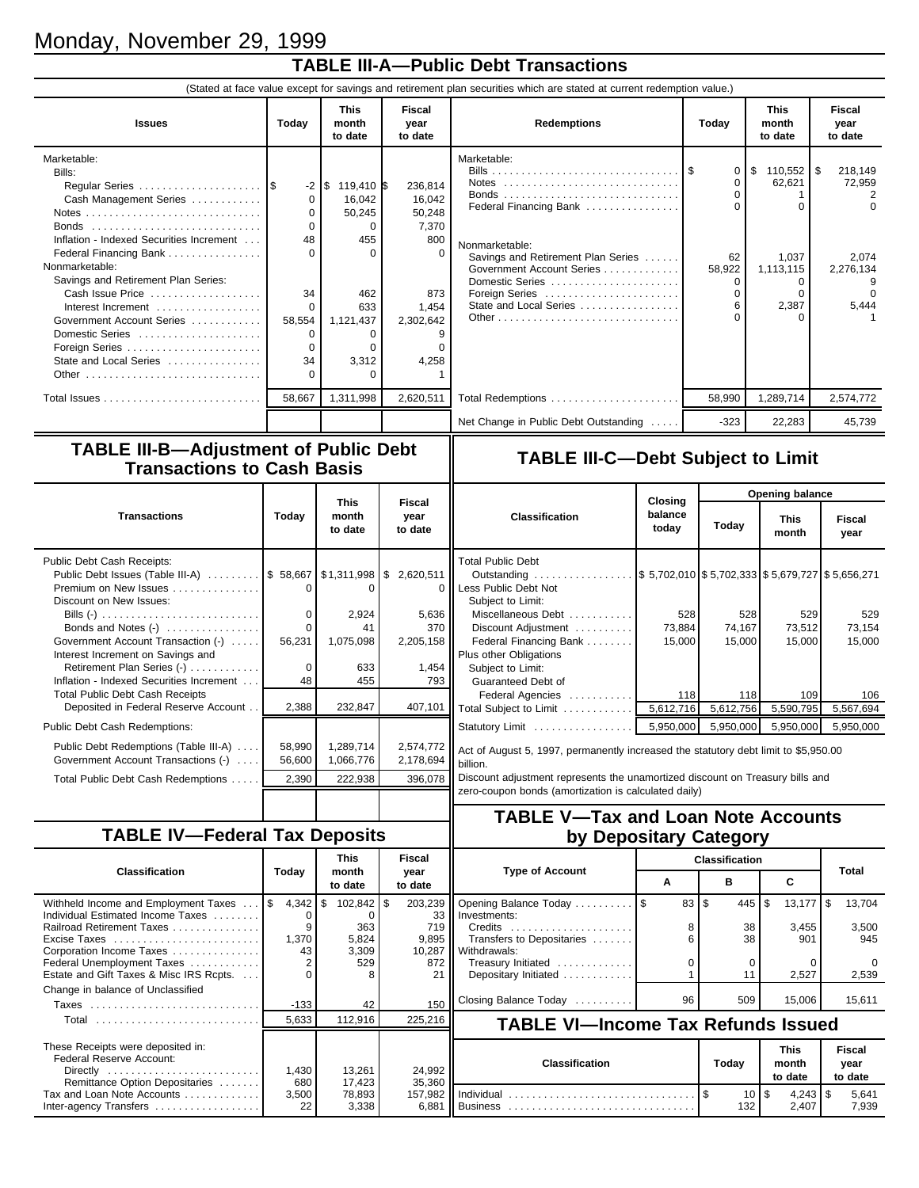Monday, November 29, 1999

## TABLE III-A—Public Debt Transactions

(Stated at face value except for savings and retirement plan securities which are stated at current redemption value.)

| Issues | Today | This month to date | Fiscal year to date |
|---|---|---|---|
| Marketable: | | | |
| Bills: | | | |
| Regular Series | $ -2 | $ 119,410 | $ 236,814 |
| Cash Management Series | 0 | 16,042 | 16,042 |
| Notes | 0 | 50,245 | 50,248 |
| Bonds | 0 | 0 | 7,370 |
| Inflation - Indexed Securities Increment | 48 | 455 | 800 |
| Federal Financing Bank | 0 | 0 | 0 |
| Nonmarketable: | | | |
| Savings and Retirement Plan Series: | | | |
| Cash Issue Price | 34 | 462 | 873 |
| Interest Increment | 0 | 633 | 1,454 |
| Government Account Series | 58,554 | 1,121,437 | 2,302,642 |
| Domestic Series | 0 | 0 | 9 |
| Foreign Series | 0 | 0 | 0 |
| State and Local Series | 34 | 3,312 | 4,258 |
| Other | 0 | 0 | 1 |
| Total Issues | 58,667 | 1,311,998 | 2,620,511 |

| Redemptions | Today | This month to date | Fiscal year to date |
|---|---|---|---|
| Marketable: | | | |
| Bills | $ 0 | $ 110,552 | $ 218,149 |
| Notes | 0 | 62,621 | 72,959 |
| Bonds | 0 | 1 | 2 |
| Federal Financing Bank | 0 | 0 | 0 |
| Nonmarketable: | | | |
| Savings and Retirement Plan Series | 62 | 1,037 | 2,074 |
| Government Account Series | 58,922 | 1,113,115 | 2,276,134 |
| Domestic Series | 0 | 0 | 9 |
| Foreign Series | 0 | 0 | 0 |
| State and Local Series | 6 | 2,387 | 5,444 |
| Other | 0 | 0 | 1 |
| Total Redemptions | 58,990 | 1,289,714 | 2,574,772 |
| Net Change in Public Debt Outstanding | -323 | 22,283 | 45,739 |

## TABLE III-B—Adjustment of Public Debt Transactions to Cash Basis

| Transactions | Today | This month to date | Fiscal year to date |
|---|---|---|---|
| Public Debt Cash Receipts: | | | |
| Public Debt Issues (Table III-A) | $ 58,667 | $1,311,998 | $ 2,620,511 |
| Premium on New Issues | 0 | 0 | 0 |
| Discount on New Issues: | | | |
| Bills (-) | 0 | 2,924 | 5,636 |
| Bonds and Notes (-) | 0 | 41 | 370 |
| Government Account Transaction (-) | 56,231 | 1,075,098 | 2,205,158 |
| Interest Increment on Savings and Retirement Plan Series (-) | 0 | 633 | 1,454 |
| Inflation - Indexed Securities Increment | 48 | 455 | 793 |
| Total Public Debt Cash Receipts Deposited in Federal Reserve Account | 2,388 | 232,847 | 407,101 |
| Public Debt Cash Redemptions: | | | |
| Public Debt Redemptions (Table III-A) | 58,990 | 1,289,714 | 2,574,772 |
| Government Account Transactions (-) | 56,600 | 1,066,776 | 2,178,694 |
| Total Public Debt Cash Redemptions | 2,390 | 222,938 | 396,078 |

## TABLE III-C—Debt Subject to Limit

| Classification | Closing balance today | Opening balance | | |
|---|---|---|---|---|
| | | Today | This month | Fiscal year |
| Total Public Debt Outstanding | $ 5,702,010 | $ 5,702,333 | $ 5,679,727 | $ 5,656,271 |
| Less Public Debt Not Subject to Limit: | | | | |
| Miscellaneous Debt | 528 | 528 | 529 | 529 |
| Discount Adjustment | 73,884 | 74,167 | 73,512 | 73,154 |
| Federal Financing Bank | 15,000 | 15,000 | 15,000 | 15,000 |
| Plus other Obligations Subject to Limit: | | | | |
| Guaranteed Debt of Federal Agencies | 118 | 118 | 109 | 106 |
| Total Subject to Limit | 5,612,716 | 5,612,756 | 5,590,795 | 5,567,694 |
| Statutory Limit | 5,950,000 | 5,950,000 | 5,950,000 | 5,950,000 |

Act of August 5, 1997, permanently increased the statutory debt limit to $5,950.00 billion.

Discount adjustment represents the unamortized discount on Treasury bills and zero-coupon bonds (amortization is calculated daily)

## TABLE IV—Federal Tax Deposits

| Classification | Today | This month to date | Fiscal year to date |
|---|---|---|---|
| Withheld Income and Employment Taxes | $ 4,342 | $ 102,842 | $ 203,239 |
| Individual Estimated Income Taxes | 0 | 0 | 33 |
| Railroad Retirement Taxes | 9 | 363 | 719 |
| Excise Taxes | 1,370 | 5,824 | 9,895 |
| Corporation Income Taxes | 43 | 3,309 | 10,287 |
| Federal Unemployment Taxes | 2 | 529 | 872 |
| Estate and Gift Taxes & Misc IRS Rcpts. | 0 | 8 | 21 |
| Change in balance of Unclassified Taxes | -133 | 42 | 150 |
| Total | 5,633 | 112,916 | 225,216 |
| These Receipts were deposited in: | | | |
| Federal Reserve Account: | | | |
| Directly | 1,430 | 13,261 | 24,992 |
| Remittance Option Depositaries | 680 | 17,423 | 35,360 |
| Tax and Loan Note Accounts | 3,500 | 78,893 | 157,982 |
| Inter-agency Transfers | 22 | 3,338 | 6,881 |

## TABLE V—Tax and Loan Note Accounts by Depositary Category

| Type of Account | Classification | | | Total |
|---|---|---|---|---|
| | A | B | C | |
| Opening Balance Today | $ 83 | $ 445 | $ 13,177 | $ 13,704 |
| Investments: | | | | |
| Credits | 8 | 38 | 3,455 | 3,500 |
| Transfers to Depositaries | 6 | 38 | 901 | 945 |
| Withdrawals: | | | | |
| Treasury Initiated | 0 | 0 | 0 | 0 |
| Depositary Initiated | 1 | 11 | 2,527 | 2,539 |
| Closing Balance Today | 96 | 509 | 15,006 | 15,611 |

## TABLE VI—Income Tax Refunds Issued

| Classification | Today | This month to date | Fiscal year to date |
|---|---|---|---|
| Individual | $ 10 | $ 4,243 | $ 5,641 |
| Business | 132 | 2,407 | 7,939 |